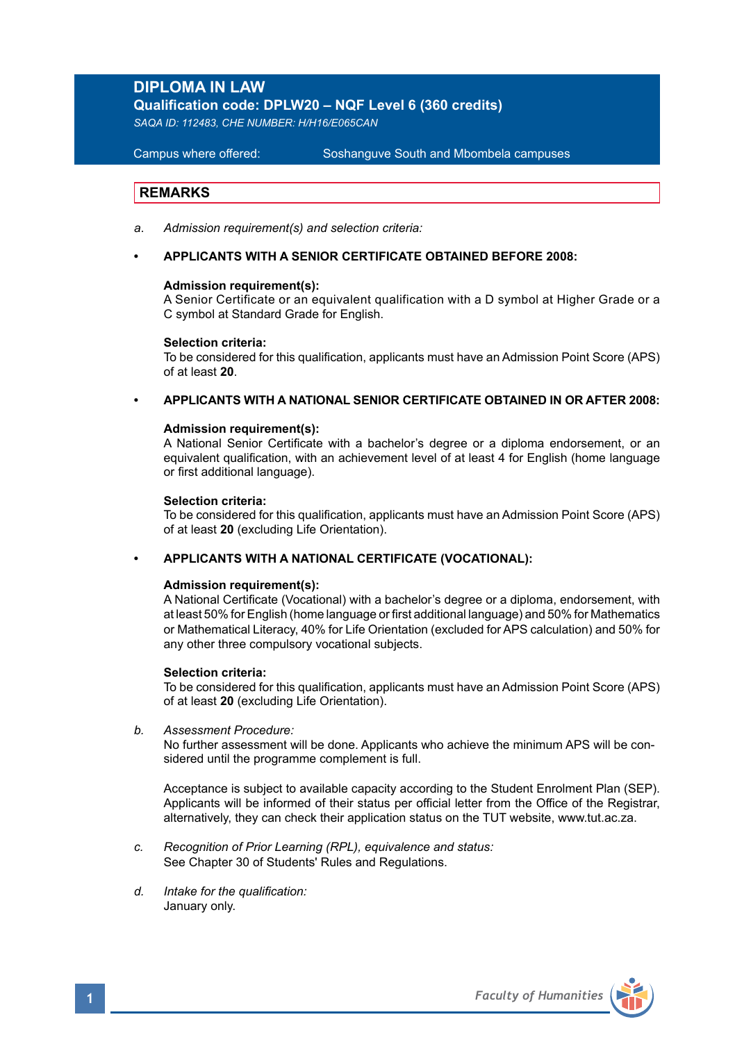# DIPLOMA IN LAW

**Qualification code: DPLW20 – NQF Level 6 (360 credits)**

*SAQA ID: 112483, CHE NUMBER: H/H16/E065CAN*

Campus where offered: Soshanguve South and Mbombela campuses

## REMARKS

a. *Admission requirement(s) and selection criteria:*

- **APPLICANTS WITH A SENIOR CERTIFICATE OBTAINED BEFORE 2008:**

  **Admission requirement(s):**
  A Senior Certificate or an equivalent qualification with a D symbol at Higher Grade or a C symbol at Standard Grade for English.

  **Selection criteria:**
  To be considered for this qualification, applicants must have an Admission Point Score (APS) of at least **20**.

- **APPLICANTS WITH A NATIONAL SENIOR CERTIFICATE OBTAINED IN OR AFTER 2008:**

  **Admission requirement(s):**
  A National Senior Certificate with a bachelor's degree or a diploma endorsement, or an equivalent qualification, with an achievement level of at least 4 for English (home language or first additional language).

  **Selection criteria:**
  To be considered for this qualification, applicants must have an Admission Point Score (APS) of at least **20** (excluding Life Orientation).

- **APPLICANTS WITH A NATIONAL CERTIFICATE (VOCATIONAL):**

  **Admission requirement(s):**
  A National Certificate (Vocational) with a bachelor's degree or a diploma, endorsement, with at least 50% for English (home language or first additional language) and 50% for Mathematics or Mathematical Literacy, 40% for Life Orientation (excluded for APS calculation) and 50% for any other three compulsory vocational subjects.

  **Selection criteria:**
  To be considered for this qualification, applicants must have an Admission Point Score (APS) of at least **20** (excluding Life Orientation).

b. *Assessment Procedure:*
No further assessment will be done. Applicants who achieve the minimum APS will be considered until the programme complement is full.

Acceptance is subject to available capacity according to the Student Enrolment Plan (SEP). Applicants will be informed of their status per official letter from the Office of the Registrar, alternatively, they can check their application status on the TUT website, www.tut.ac.za.

c. *Recognition of Prior Learning (RPL), equivalence and status:*
See Chapter 30 of Students' Rules and Regulations.

d. *Intake for the qualification:*
January only.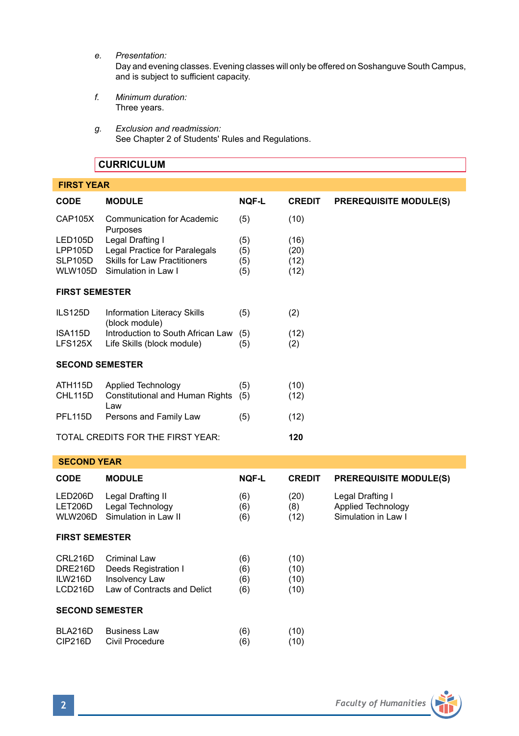*e.* *Presentation:*
Day and evening classes. Evening classes will only be offered on Soshanguve South Campus, and is subject to sufficient capacity.

*f.* *Minimum duration:*
Three years.

*g.* *Exclusion and readmission:*
See Chapter 2 of Students' Rules and Regulations.

## CURRICULUM

### FIRST YEAR

| CODE | MODULE | NQF-L | CREDIT | PREREQUISITE MODULE(S) |
|---|---|---|---|---|
| CAP105X | Communication for Academic Purposes | (5) | (10) | |
| LED105D | Legal Drafting I | (5) | (16) | |
| LPP105D | Legal Practice for Paralegals | (5) | (20) | |
| SLP105D | Skills for Law Practitioners | (5) | (12) | |
| WLW105D | Simulation in Law I | (5) | (12) | |
| **FIRST SEMESTER** | | | | |
| ILS125D | Information Literacy Skills (block module) | (5) | (2) | |
| ISA115D | Introduction to South African Law | (5) | (12) | |
| LFS125X | Life Skills (block module) | (5) | (2) | |
| **SECOND SEMESTER** | | | | |
| ATH115D | Applied Technology | (5) | (10) | |
| CHL115D | Constitutional and Human Rights Law | (5) | (12) | |
| PFL115D | Persons and Family Law | (5) | (12) | |
| TOTAL CREDITS FOR THE FIRST YEAR: | | | **120** | |

### SECOND YEAR

| CODE | MODULE | NQF-L | CREDIT | PREREQUISITE MODULE(S) |
|---|---|---|---|---|
| LED206D | Legal Drafting II | (6) | (20) | Legal Drafting I |
| LET206D | Legal Technology | (6) | (8) | Applied Technology |
| WLW206D | Simulation in Law II | (6) | (12) | Simulation in Law I |
| **FIRST SEMESTER** | | | | |
| CRL216D | Criminal Law | (6) | (10) | |
| DRE216D | Deeds Registration I | (6) | (10) | |
| ILW216D | Insolvency Law | (6) | (10) | |
| LCD216D | Law of Contracts and Delict | (6) | (10) | |
| **SECOND SEMESTER** | | | | |
| BLA216D | Business Law | (6) | (10) | |
| CIP216D | Civil Procedure | (6) | (10) | |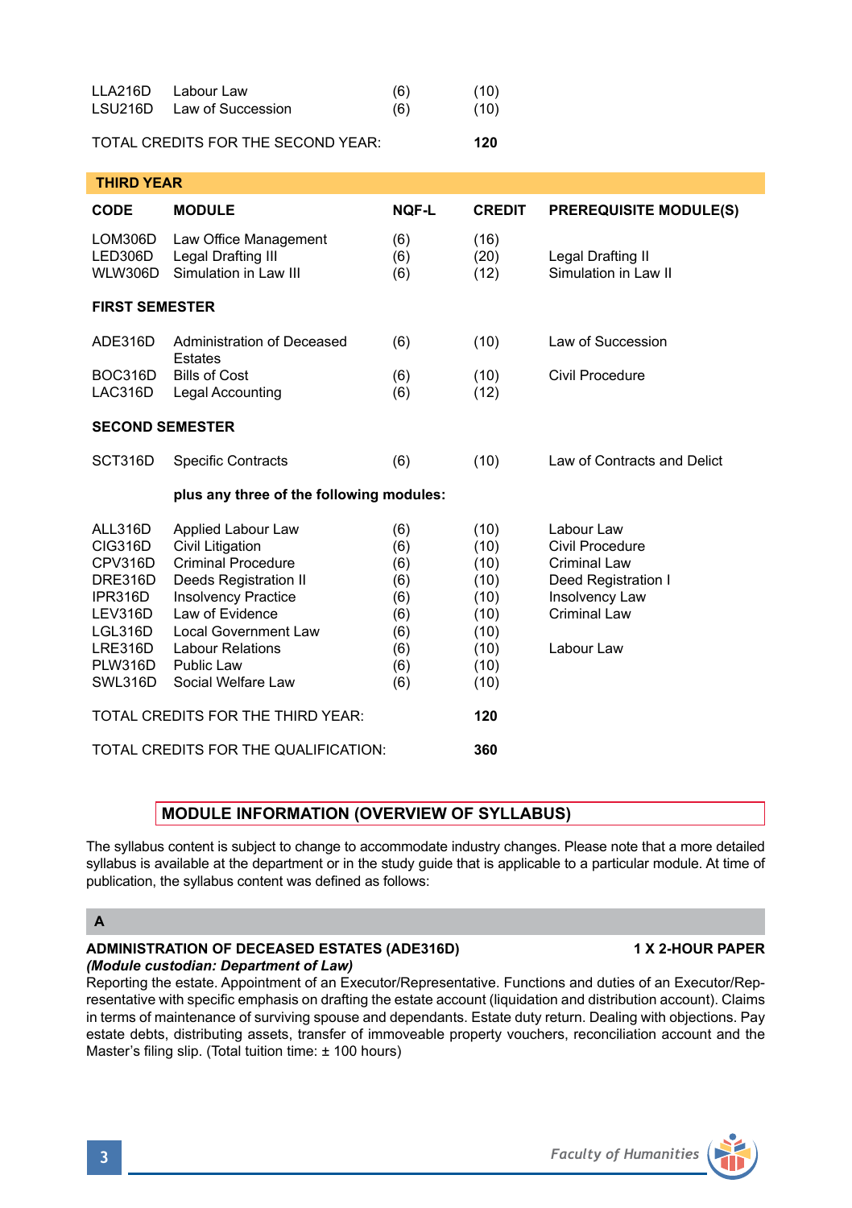| | | | | |
|---|---|---|---|---|
| LLA216D | Labour Law | (6) | (10) | |
| LSU216D | Law of Succession | (6) | (10) | |
| **TOTAL CREDITS FOR THE SECOND YEAR:** | | | **120** | |

## THIRD YEAR

| CODE | MODULE | NQF-L | CREDIT | PREREQUISITE MODULE(S) |
|---|---|---|---|---|
| LOM306D | Law Office Management | (6) | (16) | |
| LED306D | Legal Drafting III | (6) | (20) | Legal Drafting II |
| WLW306D | Simulation in Law III | (6) | (12) | Simulation in Law II |
| **FIRST SEMESTER** | | | | |
| ADE316D | Administration of Deceased Estates | (6) | (10) | Law of Succession |
| BOC316D | Bills of Cost | (6) | (10) | Civil Procedure |
| LAC316D | Legal Accounting | (6) | (12) | |
| **SECOND SEMESTER** | | | | |
| SCT316D | Specific Contracts | (6) | (10) | Law of Contracts and Delict |
| | **plus any three of the following modules:** | | | |
| ALL316D | Applied Labour Law | (6) | (10) | Labour Law |
| CIG316D | Civil Litigation | (6) | (10) | Civil Procedure |
| CPV316D | Criminal Procedure | (6) | (10) | Criminal Law |
| DRE316D | Deeds Registration II | (6) | (10) | Deed Registration I |
| IPR316D | Insolvency Practice | (6) | (10) | Insolvency Law |
| LEV316D | Law of Evidence | (6) | (10) | Criminal Law |
| LGL316D | Local Government Law | (6) | (10) | |
| LRE316D | Labour Relations | (6) | (10) | Labour Law |
| PLW316D | Public Law | (6) | (10) | |
| SWL316D | Social Welfare Law | (6) | (10) | |
| **TOTAL CREDITS FOR THE THIRD YEAR:** | | | **120** | |
| **TOTAL CREDITS FOR THE QUALIFICATION:** | | | **360** | |

## MODULE INFORMATION (OVERVIEW OF SYLLABUS)

The syllabus content is subject to change to accommodate industry changes. Please note that a more detailed syllabus is available at the department or in the study guide that is applicable to a particular module. At time of publication, the syllabus content was defined as follows:

### A

**ADMINISTRATION OF DECEASED ESTATES (ADE316D)** **1 X 2-HOUR PAPER**
***(Module custodian: Department of Law)***
Reporting the estate. Appointment of an Executor/Representative. Functions and duties of an Executor/Representative with specific emphasis on drafting the estate account (liquidation and distribution account). Claims in terms of maintenance of surviving spouse and dependants. Estate duty return. Dealing with objections. Pay estate debts, distributing assets, transfer of immoveable property vouchers, reconciliation account and the Master's filing slip. (Total tuition time: ± 100 hours)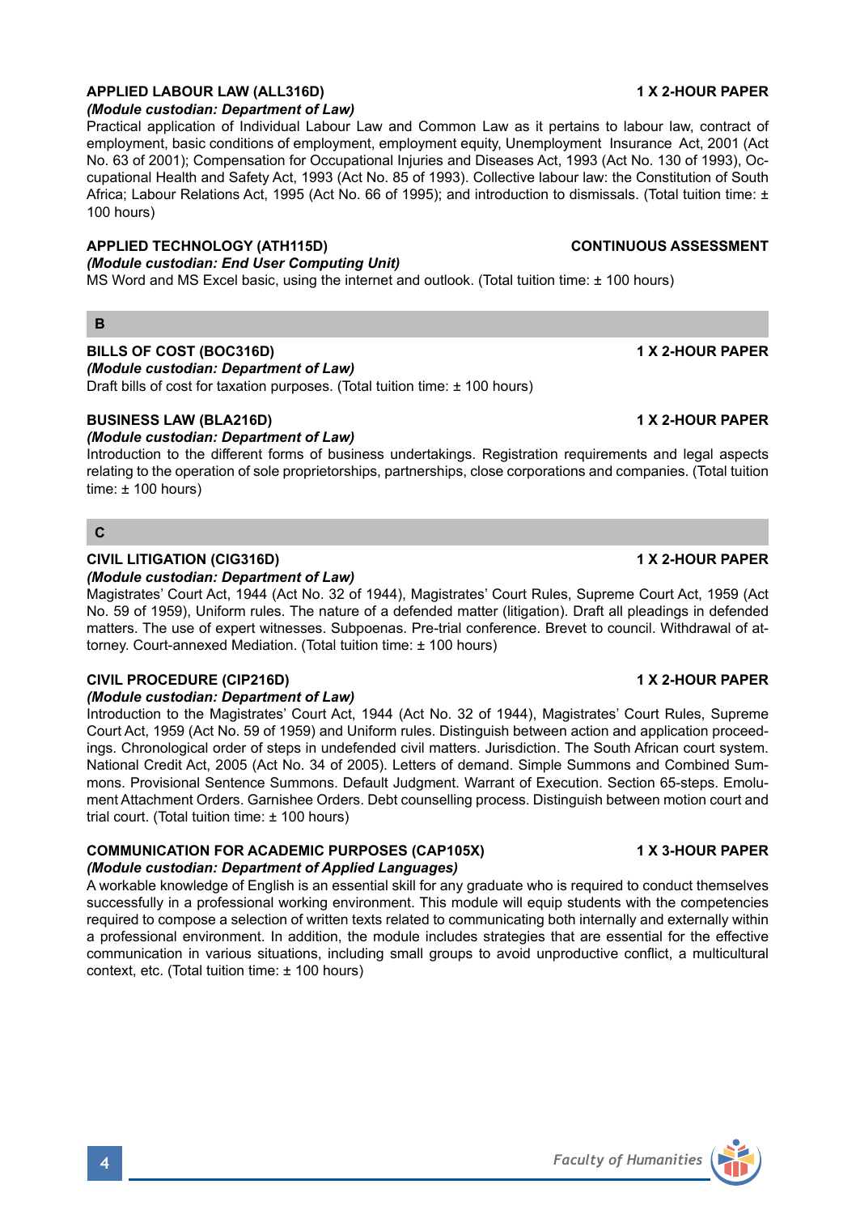### APPLIED LABOUR LAW (ALL316D) — 1 X 2-HOUR PAPER

*(Module custodian: Department of Law)*

Practical application of Individual Labour Law and Common Law as it pertains to labour law, contract of employment, basic conditions of employment, employment equity, Unemployment Insurance Act, 2001 (Act No. 63 of 2001); Compensation for Occupational Injuries and Diseases Act, 1993 (Act No. 130 of 1993), Occupational Health and Safety Act, 1993 (Act No. 85 of 1993). Collective labour law: the Constitution of South Africa; Labour Relations Act, 1995 (Act No. 66 of 1995); and introduction to dismissals. (Total tuition time: ± 100 hours)

### APPLIED TECHNOLOGY (ATH115D) — CONTINUOUS ASSESSMENT

*(Module custodian: End User Computing Unit)*

MS Word and MS Excel basic, using the internet and outlook. (Total tuition time: ± 100 hours)

## B

### BILLS OF COST (BOC316D) — 1 X 2-HOUR PAPER

*(Module custodian: Department of Law)*

Draft bills of cost for taxation purposes. (Total tuition time: ± 100 hours)

### BUSINESS LAW (BLA216D) — 1 X 2-HOUR PAPER

*(Module custodian: Department of Law)*

Introduction to the different forms of business undertakings. Registration requirements and legal aspects relating to the operation of sole proprietorships, partnerships, close corporations and companies. (Total tuition time: ± 100 hours)

## C

### CIVIL LITIGATION (CIG316D) — 1 X 2-HOUR PAPER

*(Module custodian: Department of Law)*

Magistrates' Court Act, 1944 (Act No. 32 of 1944), Magistrates' Court Rules, Supreme Court Act, 1959 (Act No. 59 of 1959), Uniform rules. The nature of a defended matter (litigation). Draft all pleadings in defended matters. The use of expert witnesses. Subpoenas. Pre-trial conference. Brevet to council. Withdrawal of attorney. Court-annexed Mediation. (Total tuition time: ± 100 hours)

### CIVIL PROCEDURE (CIP216D) — 1 X 2-HOUR PAPER

*(Module custodian: Department of Law)*

Introduction to the Magistrates' Court Act, 1944 (Act No. 32 of 1944), Magistrates' Court Rules, Supreme Court Act, 1959 (Act No. 59 of 1959) and Uniform rules. Distinguish between action and application proceedings. Chronological order of steps in undefended civil matters. Jurisdiction. The South African court system. National Credit Act, 2005 (Act No. 34 of 2005). Letters of demand. Simple Summons and Combined Summons. Provisional Sentence Summons. Default Judgment. Warrant of Execution. Section 65-steps. Emolument Attachment Orders. Garnishee Orders. Debt counselling process. Distinguish between motion court and trial court. (Total tuition time: ± 100 hours)

### COMMUNICATION FOR ACADEMIC PURPOSES (CAP105X) — 1 X 3-HOUR PAPER

*(Module custodian: Department of Applied Languages)*

A workable knowledge of English is an essential skill for any graduate who is required to conduct themselves successfully in a professional working environment. This module will equip students with the competencies required to compose a selection of written texts related to communicating both internally and externally within a professional environment. In addition, the module includes strategies that are essential for the effective communication in various situations, including small groups to avoid unproductive conflict, a multicultural context, etc. (Total tuition time: ± 100 hours)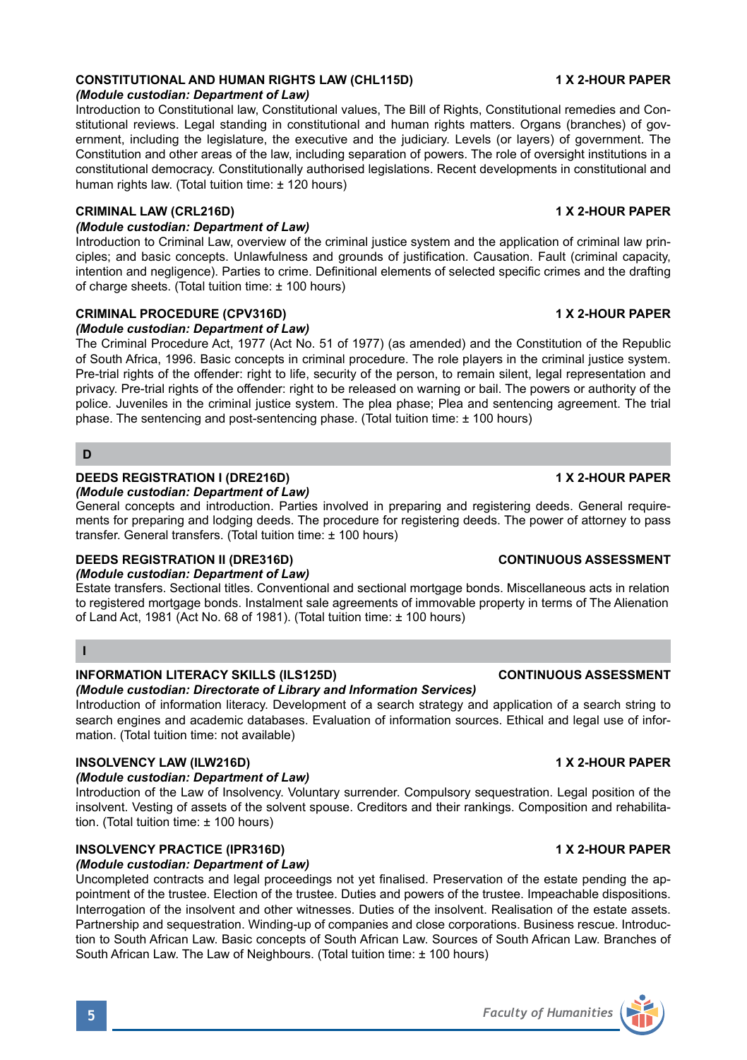### CONSTITUTIONAL AND HUMAN RIGHTS LAW (CHL115D) — 1 X 2-HOUR PAPER

*(Module custodian: Department of Law)*

Introduction to Constitutional law, Constitutional values, The Bill of Rights, Constitutional remedies and Constitutional reviews. Legal standing in constitutional and human rights matters. Organs (branches) of government, including the legislature, the executive and the judiciary. Levels (or layers) of government. The Constitution and other areas of the law, including separation of powers. The role of oversight institutions in a constitutional democracy. Constitutionally authorised legislations. Recent developments in constitutional and human rights law. (Total tuition time: ± 120 hours)

### CRIMINAL LAW (CRL216D) — 1 X 2-HOUR PAPER

*(Module custodian: Department of Law)*

Introduction to Criminal Law, overview of the criminal justice system and the application of criminal law principles; and basic concepts. Unlawfulness and grounds of justification. Causation. Fault (criminal capacity, intention and negligence). Parties to crime. Definitional elements of selected specific crimes and the drafting of charge sheets. (Total tuition time: ± 100 hours)

### CRIMINAL PROCEDURE (CPV316D) — 1 X 2-HOUR PAPER

*(Module custodian: Department of Law)*

The Criminal Procedure Act, 1977 (Act No. 51 of 1977) (as amended) and the Constitution of the Republic of South Africa, 1996. Basic concepts in criminal procedure. The role players in the criminal justice system. Pre-trial rights of the offender: right to life, security of the person, to remain silent, legal representation and privacy. Pre-trial rights of the offender: right to be released on warning or bail. The powers or authority of the police. Juveniles in the criminal justice system. The plea phase; Plea and sentencing agreement. The trial phase. The sentencing and post-sentencing phase. (Total tuition time: ± 100 hours)

## D

### DEEDS REGISTRATION I (DRE216D) — 1 X 2-HOUR PAPER

*(Module custodian: Department of Law)*

General concepts and introduction. Parties involved in preparing and registering deeds. General requirements for preparing and lodging deeds. The procedure for registering deeds. The power of attorney to pass transfer. General transfers. (Total tuition time: ± 100 hours)

### DEEDS REGISTRATION II (DRE316D) — CONTINUOUS ASSESSMENT

*(Module custodian: Department of Law)*

Estate transfers. Sectional titles. Conventional and sectional mortgage bonds. Miscellaneous acts in relation to registered mortgage bonds. Instalment sale agreements of immovable property in terms of The Alienation of Land Act, 1981 (Act No. 68 of 1981). (Total tuition time: ± 100 hours)

## I

### INFORMATION LITERACY SKILLS (ILS125D) — CONTINUOUS ASSESSMENT

*(Module custodian: Directorate of Library and Information Services)*

Introduction of information literacy. Development of a search strategy and application of a search string to search engines and academic databases. Evaluation of information sources. Ethical and legal use of information. (Total tuition time: not available)

### INSOLVENCY LAW (ILW216D) — 1 X 2-HOUR PAPER

*(Module custodian: Department of Law)*

Introduction of the Law of Insolvency. Voluntary surrender. Compulsory sequestration. Legal position of the insolvent. Vesting of assets of the solvent spouse. Creditors and their rankings. Composition and rehabilitation. (Total tuition time: ± 100 hours)

### INSOLVENCY PRACTICE (IPR316D) — 1 X 2-HOUR PAPER

*(Module custodian: Department of Law)*

Uncompleted contracts and legal proceedings not yet finalised. Preservation of the estate pending the appointment of the trustee. Election of the trustee. Duties and powers of the trustee. Impeachable dispositions. Interrogation of the insolvent and other witnesses. Duties of the insolvent. Realisation of the estate assets. Partnership and sequestration. Winding-up of companies and close corporations. Business rescue. Introduction to South African Law. Basic concepts of South African Law. Sources of South African Law. Branches of South African Law. The Law of Neighbours. (Total tuition time: ± 100 hours)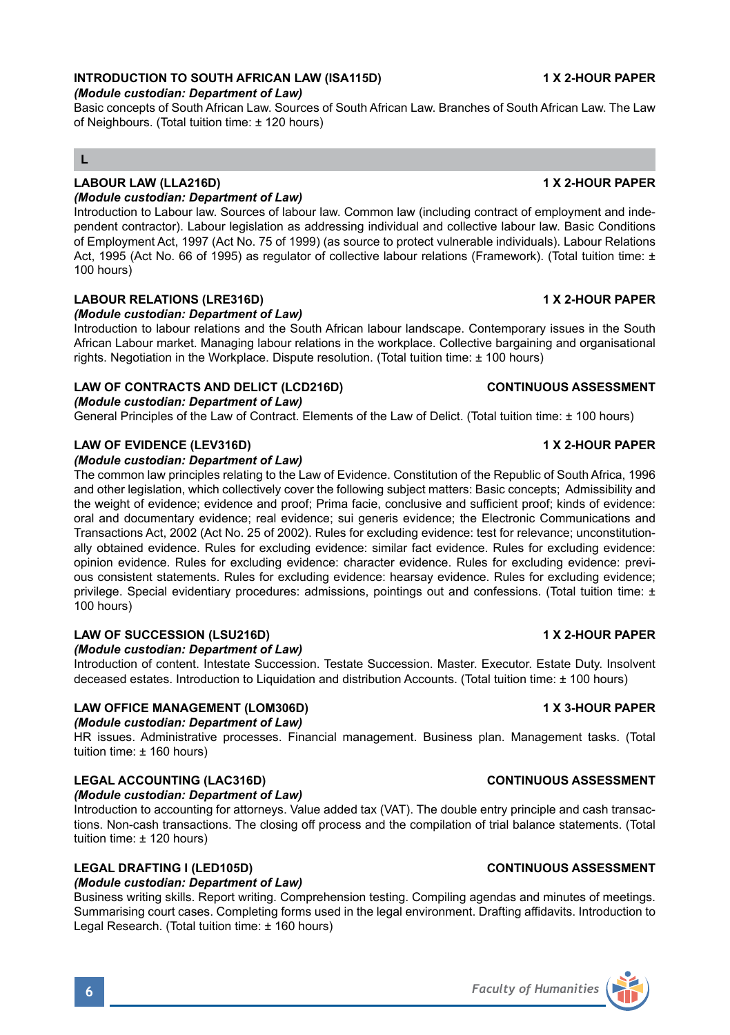### INTRODUCTION TO SOUTH AFRICAN LAW (ISA115D) — 1 X 2-HOUR PAPER

*(Module custodian: Department of Law)*

Basic concepts of South African Law. Sources of South African Law. Branches of South African Law. The Law of Neighbours. (Total tuition time: ± 120 hours)

## L

### LABOUR LAW (LLA216D) — 1 X 2-HOUR PAPER

*(Module custodian: Department of Law)*

Introduction to Labour law. Sources of labour law. Common law (including contract of employment and independent contractor). Labour legislation as addressing individual and collective labour law. Basic Conditions of Employment Act, 1997 (Act No. 75 of 1999) (as source to protect vulnerable individuals). Labour Relations Act, 1995 (Act No. 66 of 1995) as regulator of collective labour relations (Framework). (Total tuition time: ± 100 hours)

### LABOUR RELATIONS (LRE316D) — 1 X 2-HOUR PAPER

*(Module custodian: Department of Law)*

Introduction to labour relations and the South African labour landscape. Contemporary issues in the South African Labour market. Managing labour relations in the workplace. Collective bargaining and organisational rights. Negotiation in the Workplace. Dispute resolution. (Total tuition time: ± 100 hours)

### LAW OF CONTRACTS AND DELICT (LCD216D) — CONTINUOUS ASSESSMENT

*(Module custodian: Department of Law)*

General Principles of the Law of Contract. Elements of the Law of Delict. (Total tuition time: ± 100 hours)

### LAW OF EVIDENCE (LEV316D) — 1 X 2-HOUR PAPER

*(Module custodian: Department of Law)*

The common law principles relating to the Law of Evidence. Constitution of the Republic of South Africa, 1996 and other legislation, which collectively cover the following subject matters: Basic concepts; Admissibility and the weight of evidence; evidence and proof; Prima facie, conclusive and sufficient proof; kinds of evidence: oral and documentary evidence; real evidence; sui generis evidence; the Electronic Communications and Transactions Act, 2002 (Act No. 25 of 2002). Rules for excluding evidence: test for relevance; unconstitutionally obtained evidence. Rules for excluding evidence: similar fact evidence. Rules for excluding evidence: opinion evidence. Rules for excluding evidence: character evidence. Rules for excluding evidence: previous consistent statements. Rules for excluding evidence: hearsay evidence. Rules for excluding evidence; privilege. Special evidentiary procedures: admissions, pointings out and confessions. (Total tuition time: ± 100 hours)

### LAW OF SUCCESSION (LSU216D) — 1 X 2-HOUR PAPER

*(Module custodian: Department of Law)*

Introduction of content. Intestate Succession. Testate Succession. Master. Executor. Estate Duty. Insolvent deceased estates. Introduction to Liquidation and distribution Accounts. (Total tuition time: ± 100 hours)

### LAW OFFICE MANAGEMENT (LOM306D) — 1 X 3-HOUR PAPER

*(Module custodian: Department of Law)*

HR issues. Administrative processes. Financial management. Business plan. Management tasks. (Total tuition time: ± 160 hours)

### LEGAL ACCOUNTING (LAC316D) — CONTINUOUS ASSESSMENT

*(Module custodian: Department of Law)*

Introduction to accounting for attorneys. Value added tax (VAT). The double entry principle and cash transactions. Non-cash transactions. The closing off process and the compilation of trial balance statements. (Total tuition time: ± 120 hours)

### LEGAL DRAFTING I (LED105D) — CONTINUOUS ASSESSMENT

*(Module custodian: Department of Law)*

Business writing skills. Report writing. Comprehension testing. Compiling agendas and minutes of meetings. Summarising court cases. Completing forms used in the legal environment. Drafting affidavits. Introduction to Legal Research. (Total tuition time: ± 160 hours)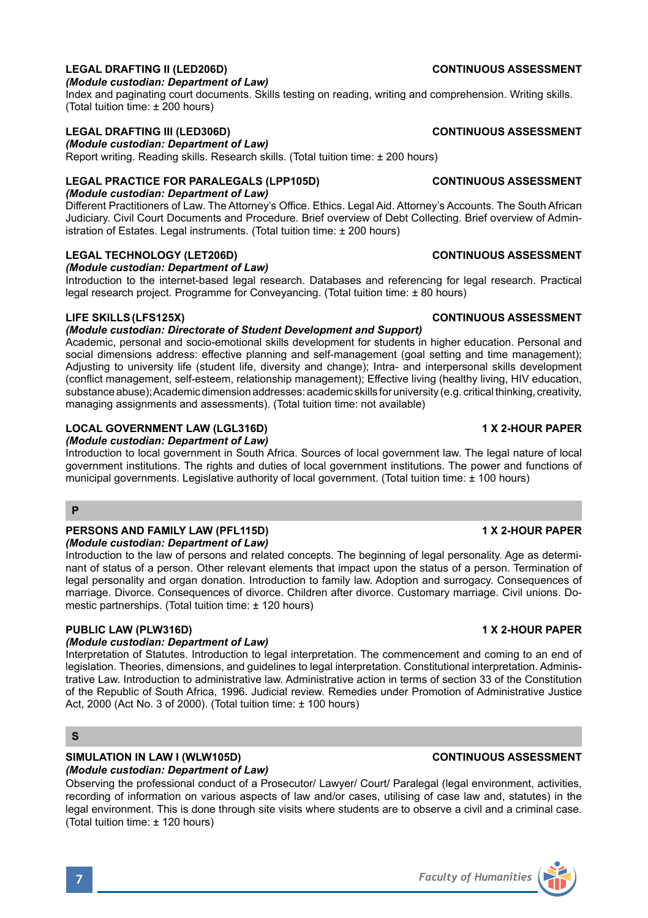**LEGAL DRAFTING II (LED206D)** **CONTINUOUS ASSESSMENT**
*(Module custodian: Department of Law)*
Index and paginating court documents. Skills testing on reading, writing and comprehension. Writing skills. (Total tuition time: ± 200 hours)

**LEGAL DRAFTING III (LED306D)** **CONTINUOUS ASSESSMENT**
*(Module custodian: Department of Law)*
Report writing. Reading skills. Research skills. (Total tuition time: ± 200 hours)

**LEGAL PRACTICE FOR PARALEGALS (LPP105D)** **CONTINUOUS ASSESSMENT**
*(Module custodian: Department of Law)*
Different Practitioners of Law. The Attorney's Office. Ethics. Legal Aid. Attorney's Accounts. The South African Judiciary. Civil Court Documents and Procedure. Brief overview of Debt Collecting. Brief overview of Administration of Estates. Legal instruments. (Total tuition time: ± 200 hours)

**LEGAL TECHNOLOGY (LET206D)** **CONTINUOUS ASSESSMENT**
*(Module custodian: Department of Law)*
Introduction to the internet-based legal research. Databases and referencing for legal research. Practical legal research project. Programme for Conveyancing. (Total tuition time: ± 80 hours)

**LIFE SKILLS (LFS125X)** **CONTINUOUS ASSESSMENT**
*(Module custodian: Directorate of Student Development and Support)*
Academic, personal and socio-emotional skills development for students in higher education. Personal and social dimensions address: effective planning and self-management (goal setting and time management); Adjusting to university life (student life, diversity and change); Intra- and interpersonal skills development (conflict management, self-esteem, relationship management); Effective living (healthy living, HIV education, substance abuse); Academic dimension addresses: academic skills for university (e.g. critical thinking, creativity, managing assignments and assessments). (Total tuition time: not available)

**LOCAL GOVERNMENT LAW (LGL316D)** **1 X 2-HOUR PAPER**
*(Module custodian: Department of Law)*
Introduction to local government in South Africa. Sources of local government law. The legal nature of local government institutions. The rights and duties of local government institutions. The power and functions of municipal governments. Legislative authority of local government. (Total tuition time: ± 100 hours)

## P

**PERSONS AND FAMILY LAW (PFL115D)** **1 X 2-HOUR PAPER**
*(Module custodian: Department of Law)*
Introduction to the law of persons and related concepts. The beginning of legal personality. Age as determinant of status of a person. Other relevant elements that impact upon the status of a person. Termination of legal personality and organ donation. Introduction to family law. Adoption and surrogacy. Consequences of marriage. Divorce. Consequences of divorce. Children after divorce. Customary marriage. Civil unions. Domestic partnerships. (Total tuition time: ± 120 hours)

**PUBLIC LAW (PLW316D)** **1 X 2-HOUR PAPER**
*(Module custodian: Department of Law)*
Interpretation of Statutes. Introduction to legal interpretation. The commencement and coming to an end of legislation. Theories, dimensions, and guidelines to legal interpretation. Constitutional interpretation. Administrative Law. Introduction to administrative law. Administrative action in terms of section 33 of the Constitution of the Republic of South Africa, 1996. Judicial review. Remedies under Promotion of Administrative Justice Act, 2000 (Act No. 3 of 2000). (Total tuition time: ± 100 hours)

## S

**SIMULATION IN LAW I (WLW105D)** **CONTINUOUS ASSESSMENT**
*(Module custodian: Department of Law)*
Observing the professional conduct of a Prosecutor/ Lawyer/ Court/ Paralegal (legal environment, activities, recording of information on various aspects of law and/or cases, utilising of case law and, statutes) in the legal environment. This is done through site visits where students are to observe a civil and a criminal case. (Total tuition time: ± 120 hours)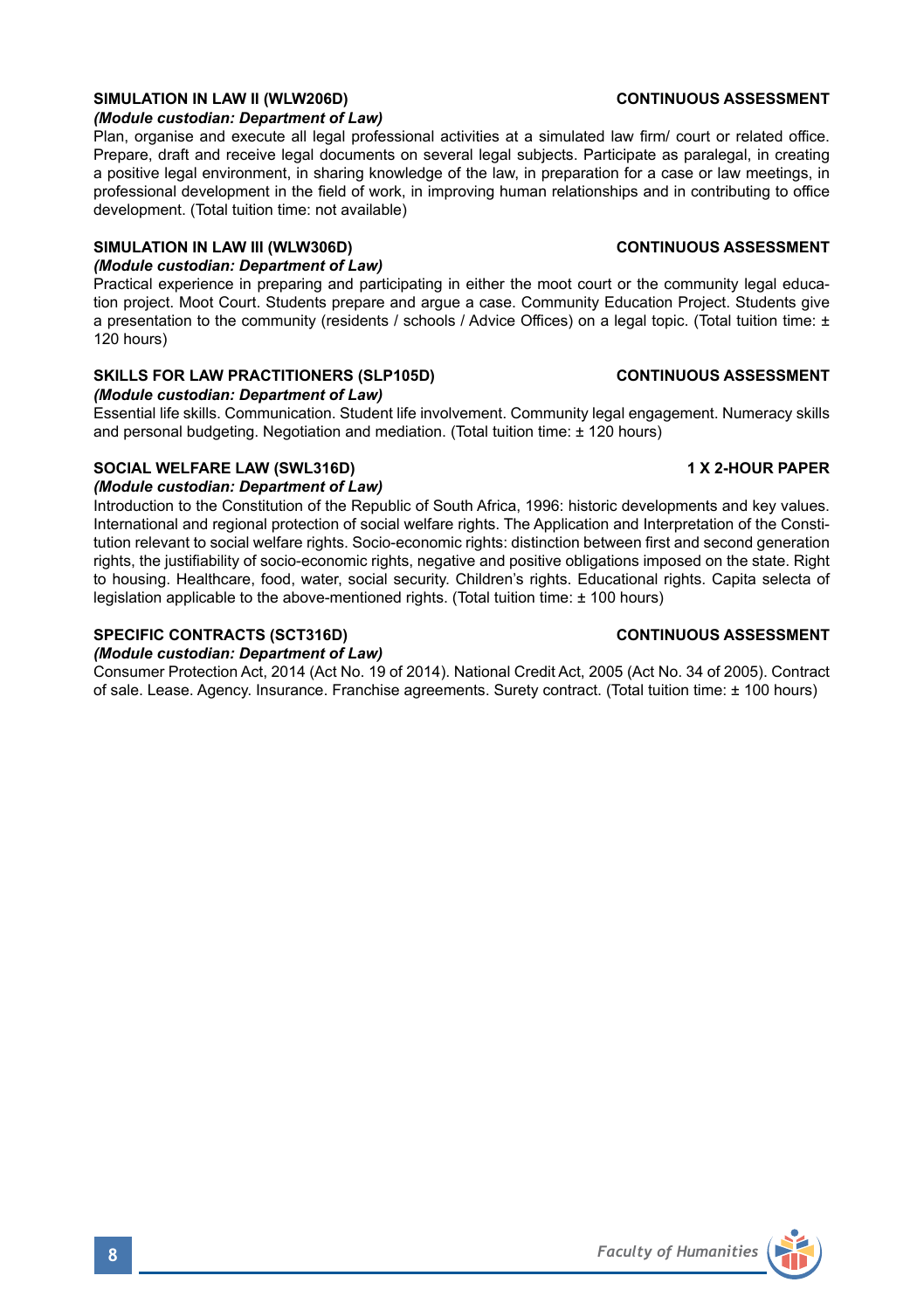**SIMULATION IN LAW II (WLW206D) CONTINUOUS ASSESSMENT**

***(Module custodian: Department of Law)***

Plan, organise and execute all legal professional activities at a simulated law firm/ court or related office. Prepare, draft and receive legal documents on several legal subjects. Participate as paralegal, in creating a positive legal environment, in sharing knowledge of the law, in preparation for a case or law meetings, in professional development in the field of work, in improving human relationships and in contributing to office development. (Total tuition time: not available)

**SIMULATION IN LAW III (WLW306D) CONTINUOUS ASSESSMENT**

***(Module custodian: Department of Law)***

Practical experience in preparing and participating in either the moot court or the community legal education project. Moot Court. Students prepare and argue a case. Community Education Project. Students give a presentation to the community (residents / schools / Advice Offices) on a legal topic. (Total tuition time: ± 120 hours)

**SKILLS FOR LAW PRACTITIONERS (SLP105D) CONTINUOUS ASSESSMENT**

***(Module custodian: Department of Law)***

Essential life skills. Communication. Student life involvement. Community legal engagement. Numeracy skills and personal budgeting. Negotiation and mediation. (Total tuition time: ± 120 hours)

**SOCIAL WELFARE LAW (SWL316D) 1 X 2-HOUR PAPER**

***(Module custodian: Department of Law)***

Introduction to the Constitution of the Republic of South Africa, 1996: historic developments and key values. International and regional protection of social welfare rights. The Application and Interpretation of the Constitution relevant to social welfare rights. Socio-economic rights: distinction between first and second generation rights, the justifiability of socio-economic rights, negative and positive obligations imposed on the state. Right to housing. Healthcare, food, water, social security. Children's rights. Educational rights. Capita selecta of legislation applicable to the above-mentioned rights. (Total tuition time: ± 100 hours)

**SPECIFIC CONTRACTS (SCT316D) CONTINUOUS ASSESSMENT**

***(Module custodian: Department of Law)***

Consumer Protection Act, 2014 (Act No. 19 of 2014). National Credit Act, 2005 (Act No. 34 of 2005). Contract of sale. Lease. Agency. Insurance. Franchise agreements. Surety contract. (Total tuition time: ± 100 hours)